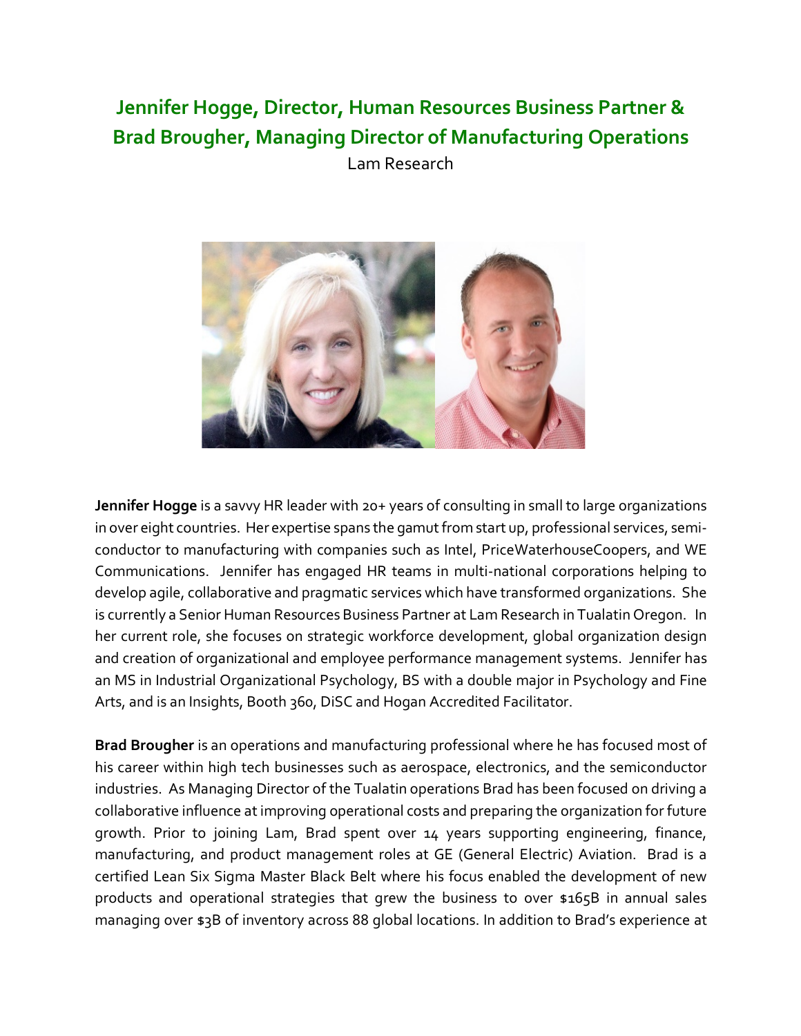## Jennifer Hogge, Director, Human Resources Business Partner & Brad Brougher, Managing Director of Manufacturing Operations

Lam Research

**Jennifer Hogge** is a savvy HR leader with 20+ years of consulting in small to large organizations in over eight countries. Her expertise spans the gamut from start up, professional services, semi-conductor to manufacturing with companies such as Intel, PriceWaterhouseCoopers, and WE Communications. Jennifer has engaged HR teams in multi-national corporations helping to develop agile, collaborative and pragmatic services which have transformed organizations. She is currently a Senior Human Resources Business Partner at Lam Research in Tualatin Oregon. In her current role, she focuses on strategic workforce development, global organization design and creation of organizational and employee performance management systems. Jennifer has an MS in Industrial Organizational Psychology, BS with a double major in Psychology and Fine Arts, and is an Insights, Booth 360, DiSC and Hogan Accredited Facilitator.

**Brad Brougher** is an operations and manufacturing professional where he has focused most of his career within high tech businesses such as aerospace, electronics, and the semiconductor industries. As Managing Director of the Tualatin operations Brad has been focused on driving a collaborative influence at improving operational costs and preparing the organization for future growth. Prior to joining Lam, Brad spent over 14 years supporting engineering, finance, manufacturing, and product management roles at GE (General Electric) Aviation. Brad is a certified Lean Six Sigma Master Black Belt where his focus enabled the development of new products and operational strategies that grew the business to over $165B in annual sales managing over $3B of inventory across 88 global locations. In addition to Brad's experience at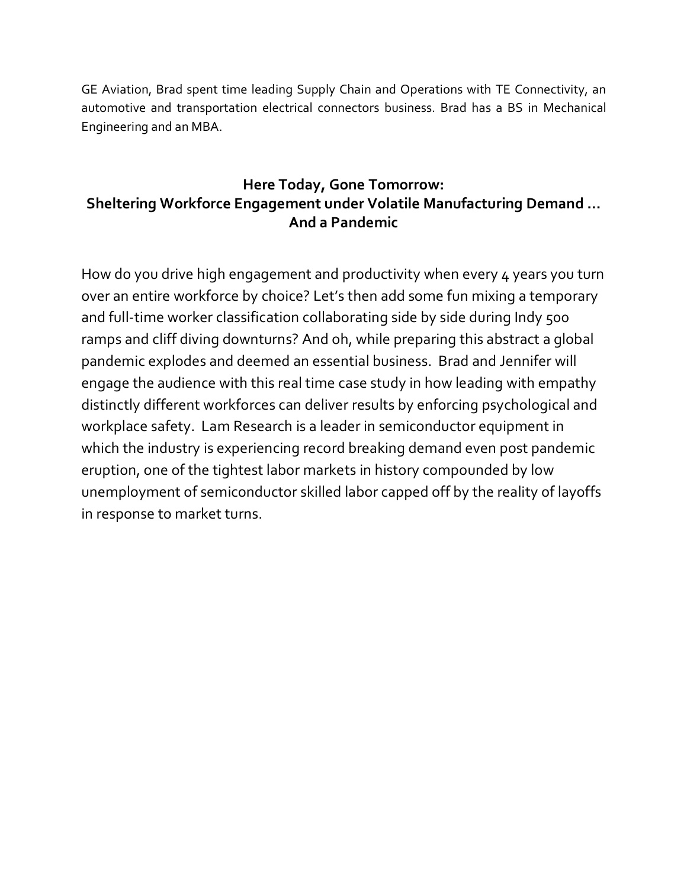GE Aviation, Brad spent time leading Supply Chain and Operations with TE Connectivity, an automotive and transportation electrical connectors business. Brad has a BS in Mechanical Engineering and an MBA.

## Here Today, Gone Tomorrow: Sheltering Workforce Engagement under Volatile Manufacturing Demand … And a Pandemic

How do you drive high engagement and productivity when every 4 years you turn over an entire workforce by choice? Let's then add some fun mixing a temporary and full-time worker classification collaborating side by side during Indy 500 ramps and cliff diving downturns? And oh, while preparing this abstract a global pandemic explodes and deemed an essential business. Brad and Jennifer will engage the audience with this real time case study in how leading with empathy distinctly different workforces can deliver results by enforcing psychological and workplace safety. Lam Research is a leader in semiconductor equipment in which the industry is experiencing record breaking demand even post pandemic eruption, one of the tightest labor markets in history compounded by low unemployment of semiconductor skilled labor capped off by the reality of layoffs in response to market turns.